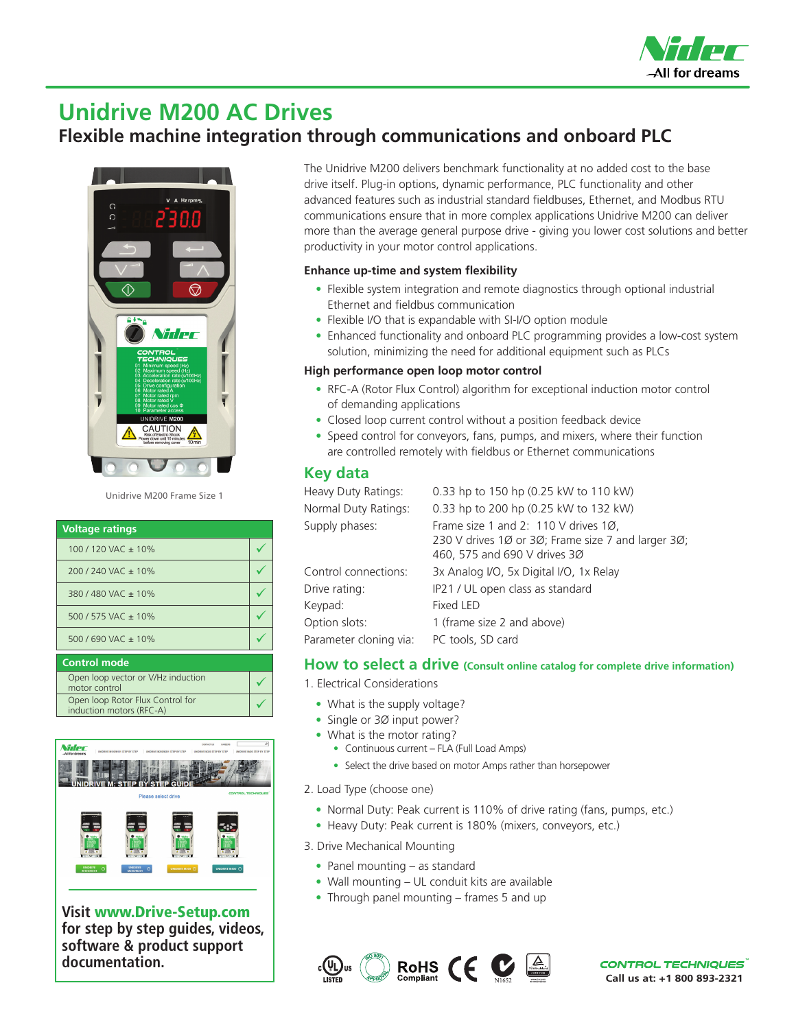# Unidrive M200 AC Drives

## Flexible machine integration through communications and onboard PLC

Unidrive M200 Frame Size 1

| Voltage ratings | |
|---|---|
| 100 / 120 VAC ± 10% | ✓ |
| 200 / 240 VAC ± 10% | ✓ |
| 380 / 480 VAC ± 10% | ✓ |
| 500 / 575 VAC ± 10% | ✓ |
| 500 / 690 VAC ± 10% | ✓ |

| Control mode | |
|---|---|
| Open loop vector or V/Hz induction motor control | ✓ |
| Open loop Rotor Flux Control for induction motors (RFC-A) | ✓ |

**Visit www.Drive-Setup.com for step by step guides, videos, software & product support documentation.**

The Unidrive M200 delivers benchmark functionality at no added cost to the base drive itself. Plug-in options, dynamic performance, PLC functionality and other advanced features such as industrial standard fieldbuses, Ethernet, and Modbus RTU communications ensure that in more complex applications Unidrive M200 can deliver more than the average general purpose drive - giving you lower cost solutions and better productivity in your motor control applications.

### Enhance up-time and system flexibility

- Flexible system integration and remote diagnostics through optional industrial Ethernet and fieldbus communication
- Flexible I/O that is expandable with SI-I/O option module
- Enhanced functionality and onboard PLC programming provides a low-cost system solution, minimizing the need for additional equipment such as PLCs

### High performance open loop motor control

- RFC-A (Rotor Flux Control) algorithm for exceptional induction motor control of demanding applications
- Closed loop current control without a position feedback device
- Speed control for conveyors, fans, pumps, and mixers, where their function are controlled remotely with fieldbus or Ethernet communications

## Key data

| | |
|---|---|
| Heavy Duty Ratings: | 0.33 hp to 150 hp (0.25 kW to 110 kW) |
| Normal Duty Ratings: | 0.33 hp to 200 hp (0.25 kW to 132 kW) |
| Supply phases: | Frame size 1 and 2: 110 V drives 1Ø, 230 V drives 1Ø or 3Ø; Frame size 7 and larger 3Ø; 460, 575 and 690 V drives 3Ø |
| Control connections: | 3x Analog I/O, 5x Digital I/O, 1x Relay |
| Drive rating: | IP21 / UL open class as standard |
| Keypad: | Fixed LED |
| Option slots: | 1 (frame size 2 and above) |
| Parameter cloning via: | PC tools, SD card |

## How to select a drive (Consult online catalog for complete drive information)

1. Electrical Considerations
   - What is the supply voltage?
   - Single or 3Ø input power?
   - What is the motor rating?
     - Continuous current – FLA (Full Load Amps)
     - Select the drive based on motor Amps rather than horsepower
2. Load Type (choose one)
   - Normal Duty: Peak current is 110% of drive rating (fans, pumps, etc.)
   - Heavy Duty: Peak current is 180% (mixers, conveyors, etc.)
3. Drive Mechanical Mounting
   - Panel mounting – as standard
   - Wall mounting – UL conduit kits are available
   - Through panel mounting – frames 5 and up

CONTROL TECHNIQUES
Call us at: +1 800 893-2321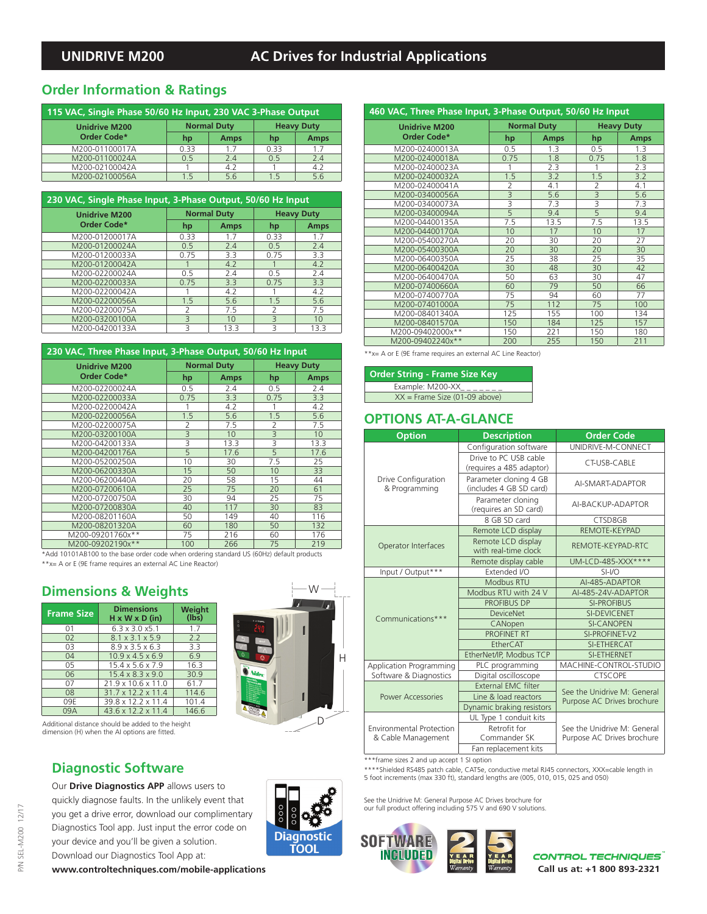# UNIDRIVE M200 — AC Drives for Industrial Applications

## Order Information & Ratings

**115 VAC, Single Phase 50/60 Hz Input, 230 VAC 3-Phase Output**

| Unidrive M200 Order Code* | Normal Duty | | Heavy Duty | |
|---|---|---|---|---|
| | hp | Amps | hp | Amps |
| M200-01100017A | 0.33 | 1.7 | 0.33 | 1.7 |
| M200-01100024A | 0.5 | 2.4 | 0.5 | 2.4 |
| M200-02100042A | 1 | 4.2 | 1 | 4.2 |
| M200-02100056A | 1.5 | 5.6 | 1.5 | 5.6 |

**230 VAC, Single Phase Input, 3-Phase Output, 50/60 Hz Input**

| Unidrive M200 Order Code* | Normal Duty | | Heavy Duty | |
|---|---|---|---|---|
| | hp | Amps | hp | Amps |
| M200-01200017A | 0.33 | 1.7 | 0.33 | 1.7 |
| M200-01200024A | 0.5 | 2.4 | 0.5 | 2.4 |
| M200-01200033A | 0.75 | 3.3 | 0.75 | 3.3 |
| M200-01200042A | 1 | 4.2 | 1 | 4.2 |
| M200-02200024A | 0.5 | 2.4 | 0.5 | 2.4 |
| M200-02200033A | 0.75 | 3.3 | 0.75 | 3.3 |
| M200-02200042A | 1 | 4.2 | 1 | 4.2 |
| M200-02200056A | 1.5 | 5.6 | 1.5 | 5.6 |
| M200-02200075A | 2 | 7.5 | 2 | 7.5 |
| M200-03200100A | 3 | 10 | 3 | 10 |
| M200-04200133A | 3 | 13.3 | 3 | 13.3 |

**230 VAC, Three Phase Input, 3-Phase Output, 50/60 Hz Input**

| Unidrive M200 Order Code* | Normal Duty | | Heavy Duty | |
|---|---|---|---|---|
| | hp | Amps | hp | Amps |
| M200-02200024A | 0.5 | 2.4 | 0.5 | 2.4 |
| M200-02200033A | 0.75 | 3.3 | 0.75 | 3.3 |
| M200-02200042A | 1 | 4.2 | 1 | 4.2 |
| M200-02200056A | 1.5 | 5.6 | 1.5 | 5.6 |
| M200-02200075A | 2 | 7.5 | 2 | 7.5 |
| M200-03200100A | 3 | 10 | 3 | 10 |
| M200-04200133A | 3 | 13.3 | 3 | 13.3 |
| M200-04200176A | 5 | 17.6 | 5 | 17.6 |
| M200-05200250A | 10 | 30 | 7.5 | 25 |
| M200-06200330A | 15 | 50 | 10 | 33 |
| M200-06200440A | 20 | 58 | 15 | 44 |
| M200-07200610A | 25 | 75 | 20 | 61 |
| M200-07200750A | 30 | 94 | 25 | 75 |
| M200-07200830A | 40 | 117 | 30 | 83 |
| M200-08201160A | 50 | 149 | 40 | 116 |
| M200-08201320A | 60 | 180 | 50 | 132 |
| M200-09201760x** | 75 | 216 | 60 | 176 |
| M200-09202190x** | 100 | 266 | 75 | 219 |

*Add 10101AB100 to the base order code when ordering standard US (60Hz) default products
**x= A or E (9E frame requires an external AC Line Reactor)

**460 VAC, Three Phase Input, 3-Phase Output, 50/60 Hz Input**

| Unidrive M200 Order Code* | Normal Duty | | Heavy Duty | |
|---|---|---|---|---|
| | hp | Amps | hp | Amps |
| M200-02400013A | 0.5 | 1.3 | 0.5 | 1.3 |
| M200-02400018A | 0.75 | 1.8 | 0.75 | 1.8 |
| M200-02400023A | 1 | 2.3 | 1 | 2.3 |
| M200-02400032A | 1.5 | 3.2 | 1.5 | 3.2 |
| M200-02400041A | 2 | 4.1 | 2 | 4.1 |
| M200-03400056A | 3 | 5.6 | 3 | 5.6 |
| M200-03400073A | 3 | 7.3 | 3 | 7.3 |
| M200-03400094A | 5 | 9.4 | 5 | 9.4 |
| M200-04400135A | 7.5 | 13.5 | 7.5 | 13.5 |
| M200-04400170A | 10 | 17 | 10 | 17 |
| M200-05400270A | 20 | 30 | 20 | 27 |
| M200-05400300A | 20 | 30 | 20 | 30 |
| M200-06400350A | 25 | 38 | 25 | 35 |
| M200-06400420A | 30 | 48 | 30 | 42 |
| M200-06400470A | 50 | 63 | 30 | 47 |
| M200-07400660A | 60 | 79 | 50 | 66 |
| M200-07400770A | 75 | 94 | 60 | 77 |
| M200-07401000A | 75 | 112 | 75 | 100 |
| M200-08401340A | 125 | 155 | 100 | 134 |
| M200-08401570A | 150 | 184 | 125 | 157 |
| M200-09402000x** | 150 | 221 | 150 | 180 |
| M200-09402240x** | 200 | 255 | 150 | 211 |

**x= A or E (9E frame requires an external AC Line Reactor)

**Order String - Frame Size Key**

| |
|---|
| Example: M200-XX_ _ _ _ _ _ |
| XX = Frame Size (01-09 above) |

## OPTIONS AT-A-GLANCE

| Option | Description | Order Code |
|---|---|---|
| Drive Configuration & Programming | Configuration software | UNIDRIVE-M-CONNECT |
| | Drive to PC USB cable (requires a 485 adaptor) | CT-USB-CABLE |
| | Parameter cloning 4 GB (includes 4 GB SD card) | AI-SMART-ADAPTOR |
| | Parameter cloning (requires an SD card) | AI-BACKUP-ADAPTOR |
| | 8 GB SD card | CTSD8GB |
| Operator Interfaces | Remote LCD display | REMOTE-KEYPAD |
| | Remote LCD display with real-time clock | REMOTE-KEYPAD-RTC |
| | Remote display cable | UM-LCD-485-XXX**** |
| Input / Output*** | Extended I/O | SI-I/O |
| Communications*** | Modbus RTU | AI-485-ADAPTOR |
| | Modbus RTU with 24 V | AI-485-24V-ADAPTOR |
| | PROFIBUS DP | SI-PROFIBUS |
| | DeviceNet | SI-DEVICENET |
| | CANopen | SI-CANOPEN |
| | PROFINET RT | SI-PROFINET-V2 |
| | EtherCAT | SI-ETHERCAT |
| | EtherNet/IP, Modbus TCP | SI-ETHERNET |
| Application Programming Software & Diagnostics | PLC programming | MACHINE-CONTROL-STUDIO |
| | Digital oscilloscope | CTSCOPE |
| Power Accessories | External EMC filter | See the Unidrive M: General Purpose AC Drives brochure |
| | Line & load reactors | |
| | Dynamic braking resistors | |
| Environmental Protection & Cable Management | UL Type 1 conduit kits | See the Unidrive M: General Purpose AC Drives brochure |
| | Retrofit for Commander SK | |
| | Fan replacement kits | |

***frame sizes 2 and up accept 1 SI option
****Shielded RS485 patch cable, CAT5e, conductive metal RJ45 connectors, XXX=cable length in 5 foot increments (max 330 ft), standard lengths are (005, 010, 015, 025 and 050)

See the Unidrive M: General Purpose AC Drives brochure for our full product offering including 575 V and 690 V solutions.

## Dimensions & Weights

| Frame Size | Dimensions H x W x D (in) | Weight (lbs) |
|---|---|---|
| 01 | 6.3 x 3.0 x5.1 | 1.7 |
| 02 | 8.1 x 3.1 x 5.9 | 2.2 |
| 03 | 8.9 x 3.5 x 6.3 | 3.3 |
| 04 | 10.9 x 4.5 x 6.9 | 6.9 |
| 05 | 15.4 x 5.6 x 7.9 | 16.3 |
| 06 | 15.4 x 8.3 x 9.0 | 30.9 |
| 07 | 21.9 x 10.6 x 11.0 | 61.7 |
| 08 | 31.7 x 12.2 x 11.4 | 114.6 |
| 09E | 39.8 x 12.2 x 11.4 | 101.4 |
| 09A | 43.6 x 12.2 x 11.4 | 146.6 |

Additional distance should be added to the height dimension (H) when the AI options are fitted.

W
H
D

## Diagnostic Software

Our **Drive Diagnostics APP** allows users to quickly diagnose faults. In the unlikely event that you get a drive error, download our complimentary Diagnostics Tool app. Just input the error code on your device and you'll be given a solution.
Download our Diagnostics Tool App at:
**www.controltechniques.com/mobile-applications**

Diagnostic TOOL

SOFTWARE INCLUDED

2 YEAR Digital Drive Warranty

5 YEAR Digital Drive Warranty

CONTROL TECHNIQUES
**Call us at: +1 800 893-2321**

P/N SEL-M200 12/17